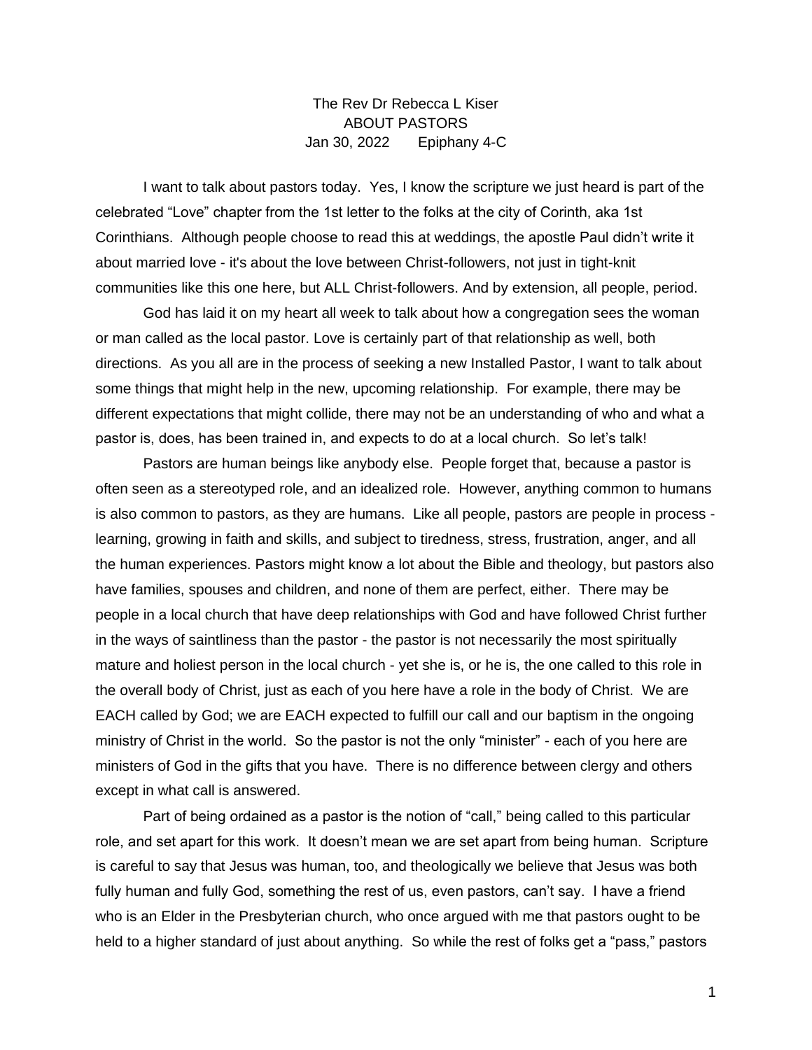The Rev Dr Rebecca L Kiser
ABOUT PASTORS
Jan 30, 2022 Epiphany 4-C

I want to talk about pastors today. Yes, I know the scripture we just heard is part of the celebrated "Love" chapter from the 1st letter to the folks at the city of Corinth, aka 1st Corinthians. Although people choose to read this at weddings, the apostle Paul didn't write it about married love - it's about the love between Christ-followers, not just in tight-knit communities like this one here, but ALL Christ-followers. And by extension, all people, period.

God has laid it on my heart all week to talk about how a congregation sees the woman or man called as the local pastor. Love is certainly part of that relationship as well, both directions. As you all are in the process of seeking a new Installed Pastor, I want to talk about some things that might help in the new, upcoming relationship. For example, there may be different expectations that might collide, there may not be an understanding of who and what a pastor is, does, has been trained in, and expects to do at a local church. So let's talk!

Pastors are human beings like anybody else. People forget that, because a pastor is often seen as a stereotyped role, and an idealized role. However, anything common to humans is also common to pastors, as they are humans. Like all people, pastors are people in process - learning, growing in faith and skills, and subject to tiredness, stress, frustration, anger, and all the human experiences. Pastors might know a lot about the Bible and theology, but pastors also have families, spouses and children, and none of them are perfect, either. There may be people in a local church that have deep relationships with God and have followed Christ further in the ways of saintliness than the pastor - the pastor is not necessarily the most spiritually mature and holiest person in the local church - yet she is, or he is, the one called to this role in the overall body of Christ, just as each of you here have a role in the body of Christ. We are EACH called by God; we are EACH expected to fulfill our call and our baptism in the ongoing ministry of Christ in the world. So the pastor is not the only "minister" - each of you here are ministers of God in the gifts that you have. There is no difference between clergy and others except in what call is answered.

Part of being ordained as a pastor is the notion of "call," being called to this particular role, and set apart for this work. It doesn't mean we are set apart from being human. Scripture is careful to say that Jesus was human, too, and theologically we believe that Jesus was both fully human and fully God, something the rest of us, even pastors, can't say. I have a friend who is an Elder in the Presbyterian church, who once argued with me that pastors ought to be held to a higher standard of just about anything. So while the rest of folks get a "pass," pastors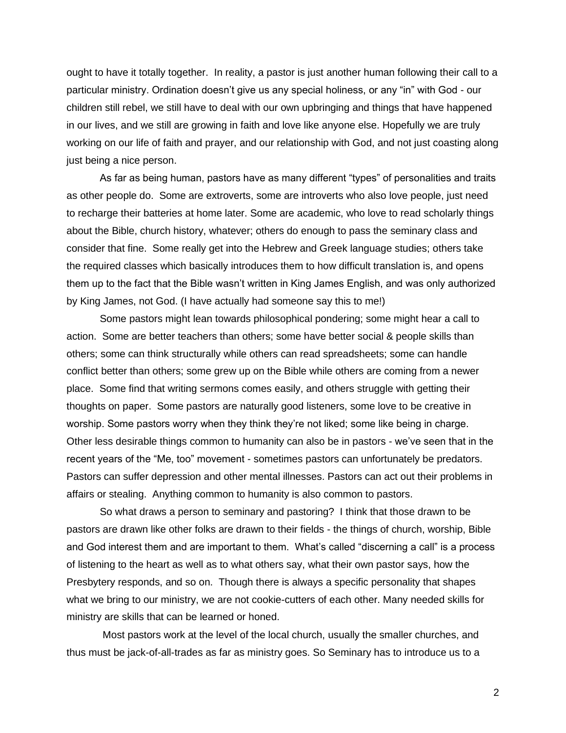ought to have it totally together. In reality, a pastor is just another human following their call to a particular ministry. Ordination doesn't give us any special holiness, or any "in" with God - our children still rebel, we still have to deal with our own upbringing and things that have happened in our lives, and we still are growing in faith and love like anyone else. Hopefully we are truly working on our life of faith and prayer, and our relationship with God, and not just coasting along just being a nice person.

As far as being human, pastors have as many different "types" of personalities and traits as other people do. Some are extroverts, some are introverts who also love people, just need to recharge their batteries at home later. Some are academic, who love to read scholarly things about the Bible, church history, whatever; others do enough to pass the seminary class and consider that fine. Some really get into the Hebrew and Greek language studies; others take the required classes which basically introduces them to how difficult translation is, and opens them up to the fact that the Bible wasn't written in King James English, and was only authorized by King James, not God. (I have actually had someone say this to me!)

Some pastors might lean towards philosophical pondering; some might hear a call to action. Some are better teachers than others; some have better social & people skills than others; some can think structurally while others can read spreadsheets; some can handle conflict better than others; some grew up on the Bible while others are coming from a newer place. Some find that writing sermons comes easily, and others struggle with getting their thoughts on paper. Some pastors are naturally good listeners, some love to be creative in worship. Some pastors worry when they think they're not liked; some like being in charge. Other less desirable things common to humanity can also be in pastors - we've seen that in the recent years of the "Me, too" movement - sometimes pastors can unfortunately be predators. Pastors can suffer depression and other mental illnesses. Pastors can act out their problems in affairs or stealing. Anything common to humanity is also common to pastors.

So what draws a person to seminary and pastoring? I think that those drawn to be pastors are drawn like other folks are drawn to their fields - the things of church, worship, Bible and God interest them and are important to them. What's called "discerning a call" is a process of listening to the heart as well as to what others say, what their own pastor says, how the Presbytery responds, and so on. Though there is always a specific personality that shapes what we bring to our ministry, we are not cookie-cutters of each other. Many needed skills for ministry are skills that can be learned or honed.

Most pastors work at the level of the local church, usually the smaller churches, and thus must be jack-of-all-trades as far as ministry goes. So Seminary has to introduce us to a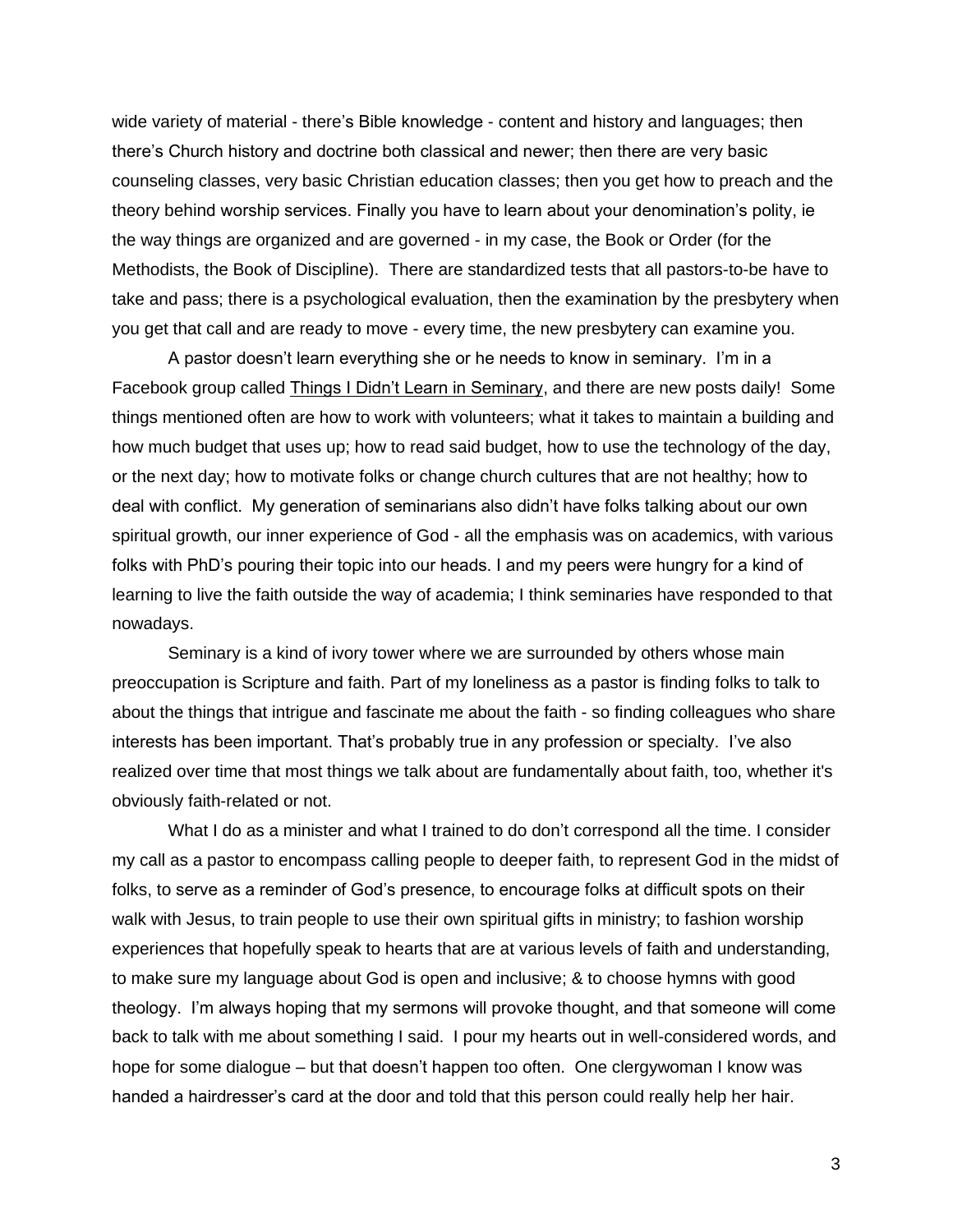wide variety of material - there's Bible knowledge - content and history and languages; then there's Church history and doctrine both classical and newer; then there are very basic counseling classes, very basic Christian education classes; then you get how to preach and the theory behind worship services. Finally you have to learn about your denomination's polity, ie the way things are organized and are governed - in my case, the Book or Order (for the Methodists, the Book of Discipline). There are standardized tests that all pastors-to-be have to take and pass; there is a psychological evaluation, then the examination by the presbytery when you get that call and are ready to move - every time, the new presbytery can examine you.

A pastor doesn't learn everything she or he needs to know in seminary. I'm in a Facebook group called Things I Didn't Learn in Seminary, and there are new posts daily! Some things mentioned often are how to work with volunteers; what it takes to maintain a building and how much budget that uses up; how to read said budget, how to use the technology of the day, or the next day; how to motivate folks or change church cultures that are not healthy; how to deal with conflict. My generation of seminarians also didn't have folks talking about our own spiritual growth, our inner experience of God - all the emphasis was on academics, with various folks with PhD's pouring their topic into our heads. I and my peers were hungry for a kind of learning to live the faith outside the way of academia; I think seminaries have responded to that nowadays.

Seminary is a kind of ivory tower where we are surrounded by others whose main preoccupation is Scripture and faith. Part of my loneliness as a pastor is finding folks to talk to about the things that intrigue and fascinate me about the faith - so finding colleagues who share interests has been important. That's probably true in any profession or specialty. I've also realized over time that most things we talk about are fundamentally about faith, too, whether it's obviously faith-related or not.

What I do as a minister and what I trained to do don't correspond all the time. I consider my call as a pastor to encompass calling people to deeper faith, to represent God in the midst of folks, to serve as a reminder of God's presence, to encourage folks at difficult spots on their walk with Jesus, to train people to use their own spiritual gifts in ministry; to fashion worship experiences that hopefully speak to hearts that are at various levels of faith and understanding, to make sure my language about God is open and inclusive; & to choose hymns with good theology. I'm always hoping that my sermons will provoke thought, and that someone will come back to talk with me about something I said. I pour my hearts out in well-considered words, and hope for some dialogue – but that doesn't happen too often. One clergywoman I know was handed a hairdresser's card at the door and told that this person could really help her hair.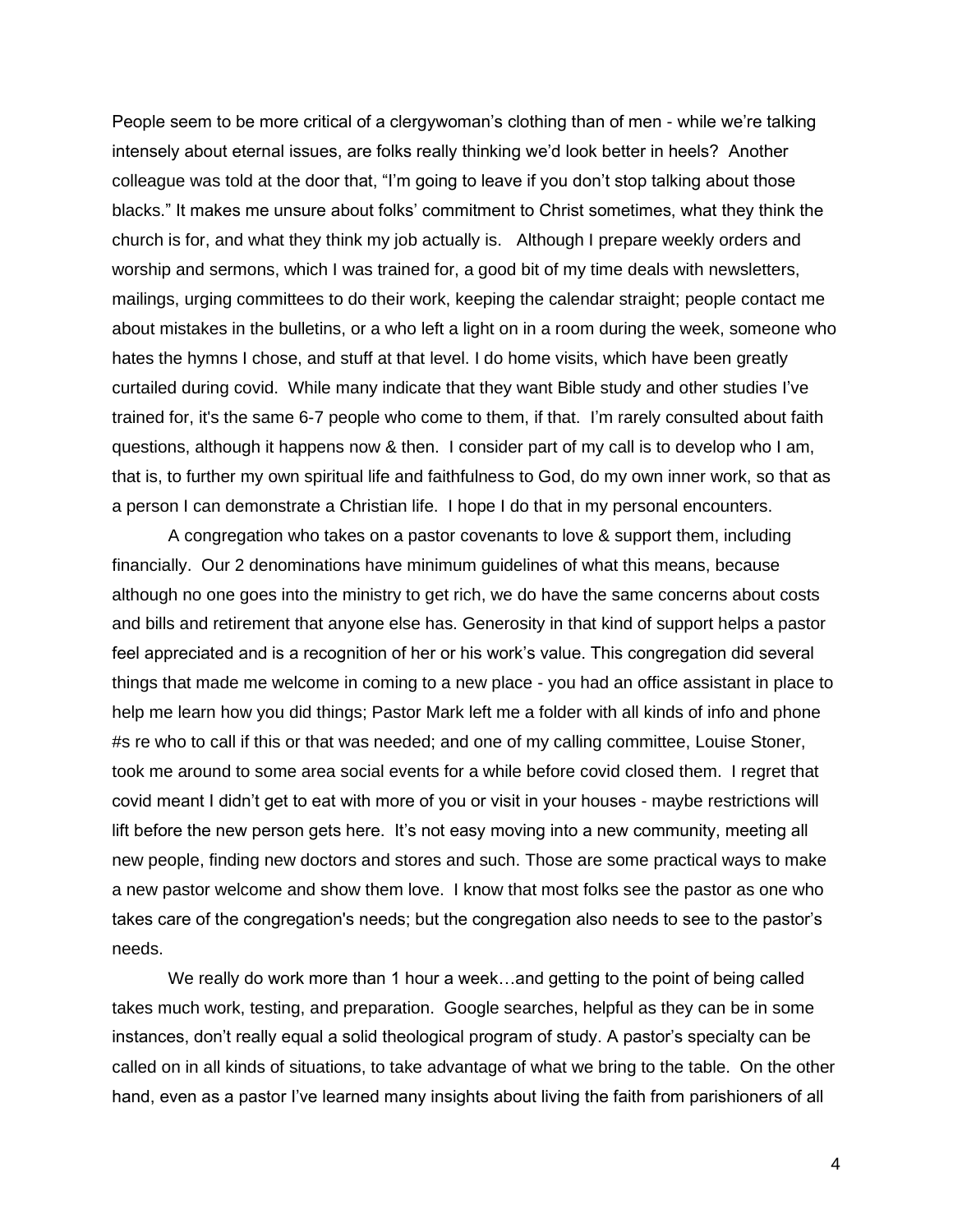People seem to be more critical of a clergywoman's clothing than of men - while we're talking intensely about eternal issues, are folks really thinking we'd look better in heels? Another colleague was told at the door that, "I'm going to leave if you don't stop talking about those blacks." It makes me unsure about folks' commitment to Christ sometimes, what they think the church is for, and what they think my job actually is. Although I prepare weekly orders and worship and sermons, which I was trained for, a good bit of my time deals with newsletters, mailings, urging committees to do their work, keeping the calendar straight; people contact me about mistakes in the bulletins, or a who left a light on in a room during the week, someone who hates the hymns I chose, and stuff at that level. I do home visits, which have been greatly curtailed during covid. While many indicate that they want Bible study and other studies I've trained for, it's the same 6-7 people who come to them, if that. I'm rarely consulted about faith questions, although it happens now & then. I consider part of my call is to develop who I am, that is, to further my own spiritual life and faithfulness to God, do my own inner work, so that as a person I can demonstrate a Christian life. I hope I do that in my personal encounters.

A congregation who takes on a pastor covenants to love & support them, including financially. Our 2 denominations have minimum guidelines of what this means, because although no one goes into the ministry to get rich, we do have the same concerns about costs and bills and retirement that anyone else has. Generosity in that kind of support helps a pastor feel appreciated and is a recognition of her or his work's value. This congregation did several things that made me welcome in coming to a new place - you had an office assistant in place to help me learn how you did things; Pastor Mark left me a folder with all kinds of info and phone #s re who to call if this or that was needed; and one of my calling committee, Louise Stoner, took me around to some area social events for a while before covid closed them. I regret that covid meant I didn't get to eat with more of you or visit in your houses - maybe restrictions will lift before the new person gets here. It's not easy moving into a new community, meeting all new people, finding new doctors and stores and such. Those are some practical ways to make a new pastor welcome and show them love. I know that most folks see the pastor as one who takes care of the congregation's needs; but the congregation also needs to see to the pastor's needs.

We really do work more than 1 hour a week…and getting to the point of being called takes much work, testing, and preparation. Google searches, helpful as they can be in some instances, don't really equal a solid theological program of study. A pastor's specialty can be called on in all kinds of situations, to take advantage of what we bring to the table. On the other hand, even as a pastor I've learned many insights about living the faith from parishioners of all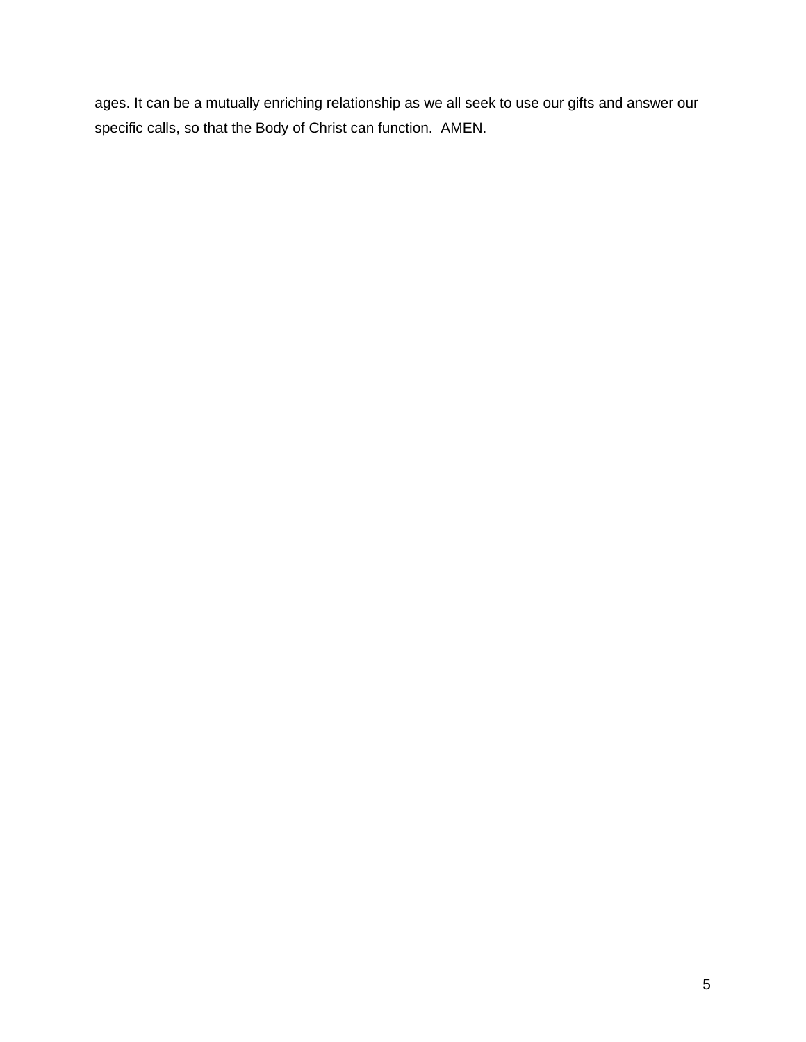ages. It can be a mutually enriching relationship as we all seek to use our gifts and answer our specific calls, so that the Body of Christ can function. AMEN.